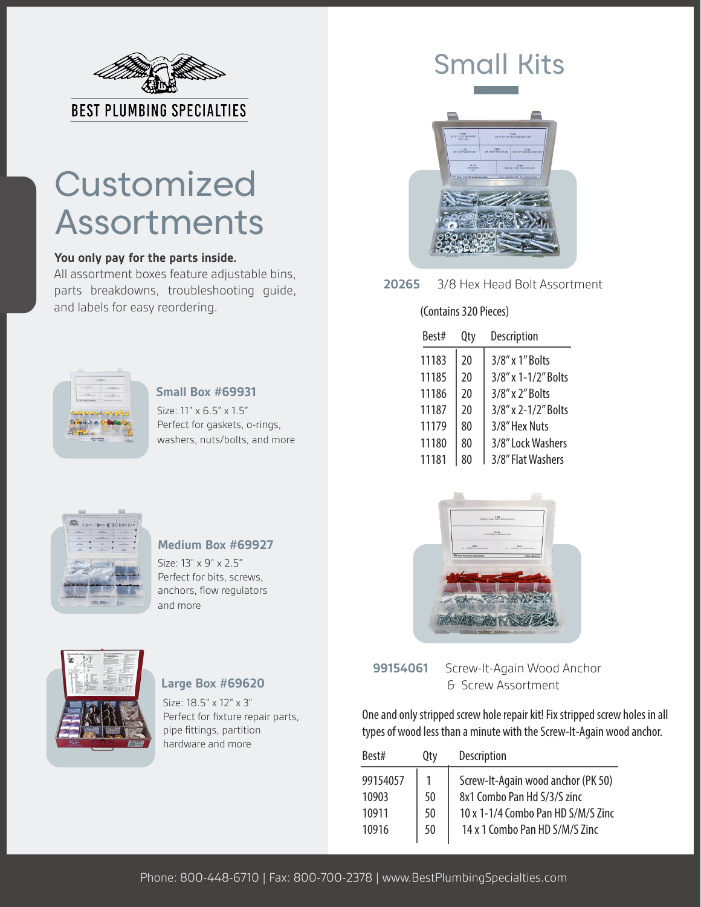BEST PLUMBING SPECIALTIES

# Customized Assortments

**You only pay for the parts inside.**
All assortment boxes feature adjustable bins, parts breakdowns, troubleshooting guide, and labels for easy reordering.

### Small Box #69931

Size: 11" x 6.5" x 1.5"
Perfect for gaskets, o-rings, washers, nuts/bolts, and more

### Medium Box #69927

Size: 13" x 9" x 2.5"
Perfect for bits, screws, anchors, flow regulators and more

### Large Box #69620

Size: 18.5" x 12" x 3"
Perfect for fixture repair parts, pipe fittings, partition hardware and more

# Small Kits

**20265** 3/8 Hex Head Bolt Assortment

(Contains 320 Pieces)

| Best# | Qty | Description |
|---|---|---|
| 11183 | 20 | 3/8" x 1" Bolts |
| 11185 | 20 | 3/8" x 1-1/2" Bolts |
| 11186 | 20 | 3/8" x 2" Bolts |
| 11187 | 20 | 3/8" x 2-1/2" Bolts |
| 11179 | 80 | 3/8" Hex Nuts |
| 11180 | 80 | 3/8" Lock Washers |
| 11181 | 80 | 3/8" Flat Washers |

**99154061** Screw-It-Again Wood Anchor & Screw Assortment

One and only stripped screw hole repair kit! Fix stripped screw holes in all types of wood less than a minute with the Screw-It-Again wood anchor.

| Best# | Qty | Description |
|---|---|---|
| 99154057 | 1 | Screw-It-Again wood anchor (PK 50) |
| 10903 | 50 | 8x1 Combo Pan Hd S/3/S zinc |
| 10911 | 50 | 10 x 1-1/4 Combo Pan HD S/M/S Zinc |
| 10916 | 50 | 14 x 1 Combo Pan HD S/M/S Zinc |

Phone: 800-448-6710 | Fax: 800-700-2378 | www.BestPlumbingSpecialties.com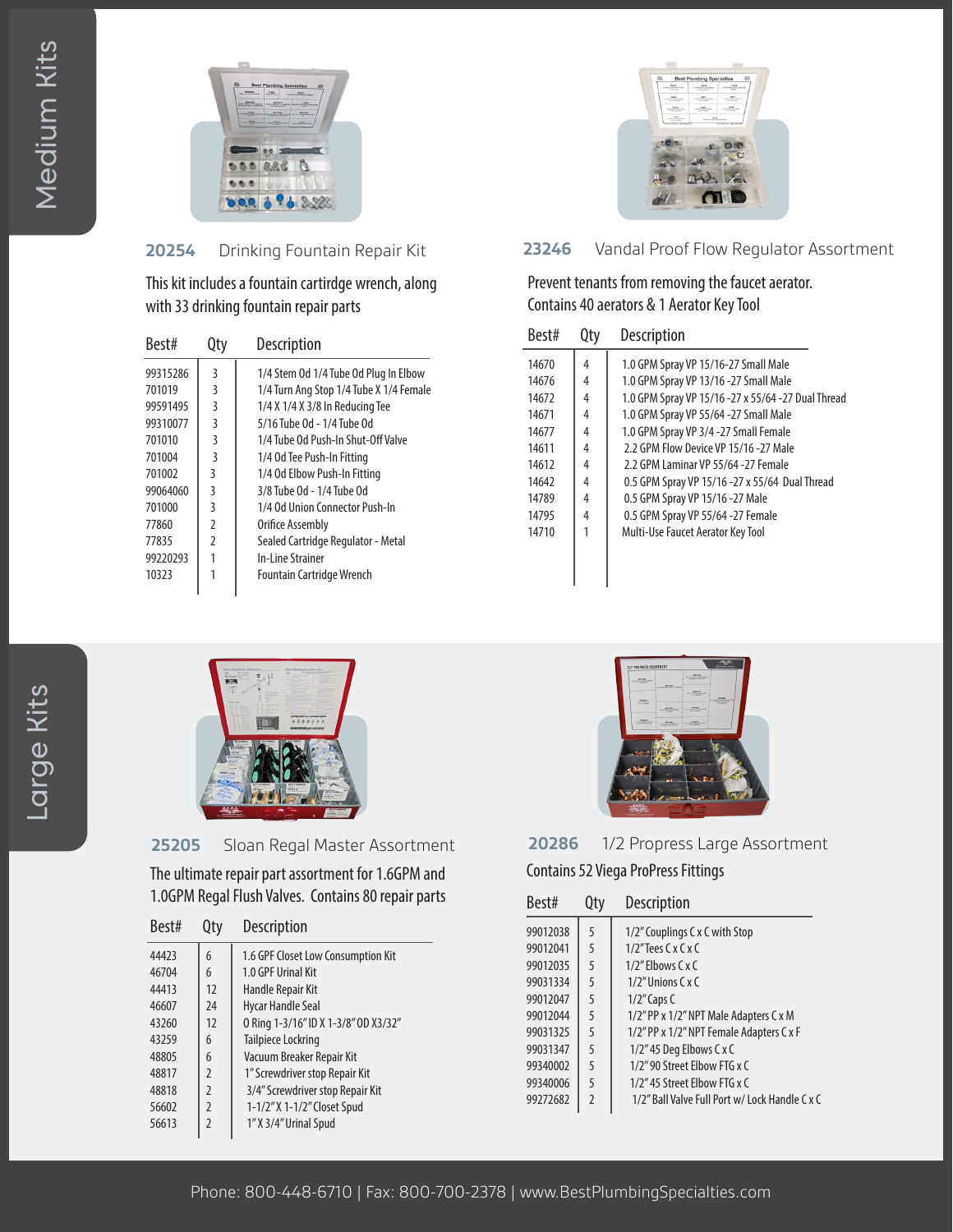## Medium Kits

### 20254 Drinking Fountain Repair Kit

This kit includes a fountain cartirdge wrench, along with 33 drinking fountain repair parts

| Best# | Qty | Description |
|---|---|---|
| 99315286 | 3 | 1/4 Stem Od 1/4 Tube Od Plug In Elbow |
| 701019 | 3 | 1/4 Turn Ang Stop 1/4 Tube X 1/4 Female |
| 99591495 | 3 | 1/4 X 1/4 X 3/8 In Reducing Tee |
| 99310077 | 3 | 5/16 Tube Od - 1/4 Tube Od |
| 701010 | 3 | 1/4 Tube Od Push-In Shut-Off Valve |
| 701004 | 3 | 1/4 Od Tee Push-In Fitting |
| 701002 | 3 | 1/4 Od Elbow Push-In Fitting |
| 99064060 | 3 | 3/8 Tube Od - 1/4 Tube Od |
| 701000 | 3 | 1/4 Od Union Connector Push-In |
| 77860 | 2 | Orifice Assembly |
| 77835 | 2 | Sealed Cartridge Regulator - Metal |
| 99220293 | 1 | In-Line Strainer |
| 10323 | 1 | Fountain Cartridge Wrench |

### 23246 Vandal Proof Flow Regulator Assortment

Prevent tenants from removing the faucet aerator. Contains 40 aerators & 1 Aerator Key Tool

| Best# | Qty | Description |
|---|---|---|
| 14670 | 4 | 1.0 GPM Spray VP 15/16-27 Small Male |
| 14676 | 4 | 1.0 GPM Spray VP 13/16 -27 Small Male |
| 14672 | 4 | 1.0 GPM Spray VP 15/16 -27 x 55/64 -27 Dual Thread |
| 14671 | 4 | 1.0 GPM Spray VP 55/64 -27 Small Male |
| 14677 | 4 | 1.0 GPM Spray VP 3/4 -27 Small Female |
| 14611 | 4 | 2.2 GPM Flow Device VP 15/16 -27 Male |
| 14612 | 4 | 2.2 GPM Laminar VP 55/64 -27 Female |
| 14642 | 4 | 0.5 GPM Spray VP 15/16 -27 x 55/64 Dual Thread |
| 14789 | 4 | 0.5 GPM Spray VP 15/16 -27 Male |
| 14795 | 4 | 0.5 GPM Spray VP 55/64 -27 Female |
| 14710 | 1 | Multi-Use Faucet Aerator Key Tool |

## Large Kits

### 25205 Sloan Regal Master Assortment

The ultimate repair part assortment for 1.6GPM and 1.0GPM Regal Flush Valves. Contains 80 repair parts

| Best# | Qty | Description |
|---|---|---|
| 44423 | 6 | 1.6 GPF Closet Low Consumption Kit |
| 46704 | 6 | 1.0 GPF Urinal Kit |
| 44413 | 12 | Handle Repair Kit |
| 46607 | 24 | Hycar Handle Seal |
| 43260 | 12 | O Ring 1-3/16" ID X 1-3/8" OD X3/32" |
| 43259 | 6 | Tailpiece Lockring |
| 48805 | 6 | Vacuum Breaker Repair Kit |
| 48817 | 2 | 1" Screwdriver stop Repair Kit |
| 48818 | 2 | 3/4" Screwdriver stop Repair Kit |
| 56602 | 2 | 1-1/2" X 1-1/2" Closet Spud |
| 56613 | 2 | 1" X 3/4" Urinal Spud |

### 20286 1/2 Propress Large Assortment

Contains 52 Viega ProPress Fittings

| Best# | Qty | Description |
|---|---|---|
| 99012038 | 5 | 1/2" Couplings C x C with Stop |
| 99012041 | 5 | 1/2" Tees C x C x C |
| 99012035 | 5 | 1/2" Elbows C x C |
| 99031334 | 5 | 1/2" Unions C x C |
| 99012047 | 5 | 1/2" Caps C |
| 99012044 | 5 | 1/2" PP x 1/2" NPT Male Adapters C x M |
| 99031325 | 5 | 1/2" PP x 1/2" NPT Female Adapters C x F |
| 99031347 | 5 | 1/2" 45 Deg Elbows C x C |
| 99340002 | 5 | 1/2" 90 Street Elbow FTG x C |
| 99340006 | 5 | 1/2" 45 Street Elbow FTG x C |
| 99272682 | 2 | 1/2" Ball Valve Full Port w/ Lock Handle C x C |

Phone: 800-448-6710 | Fax: 800-700-2378 | www.BestPlumbingSpecialties.com